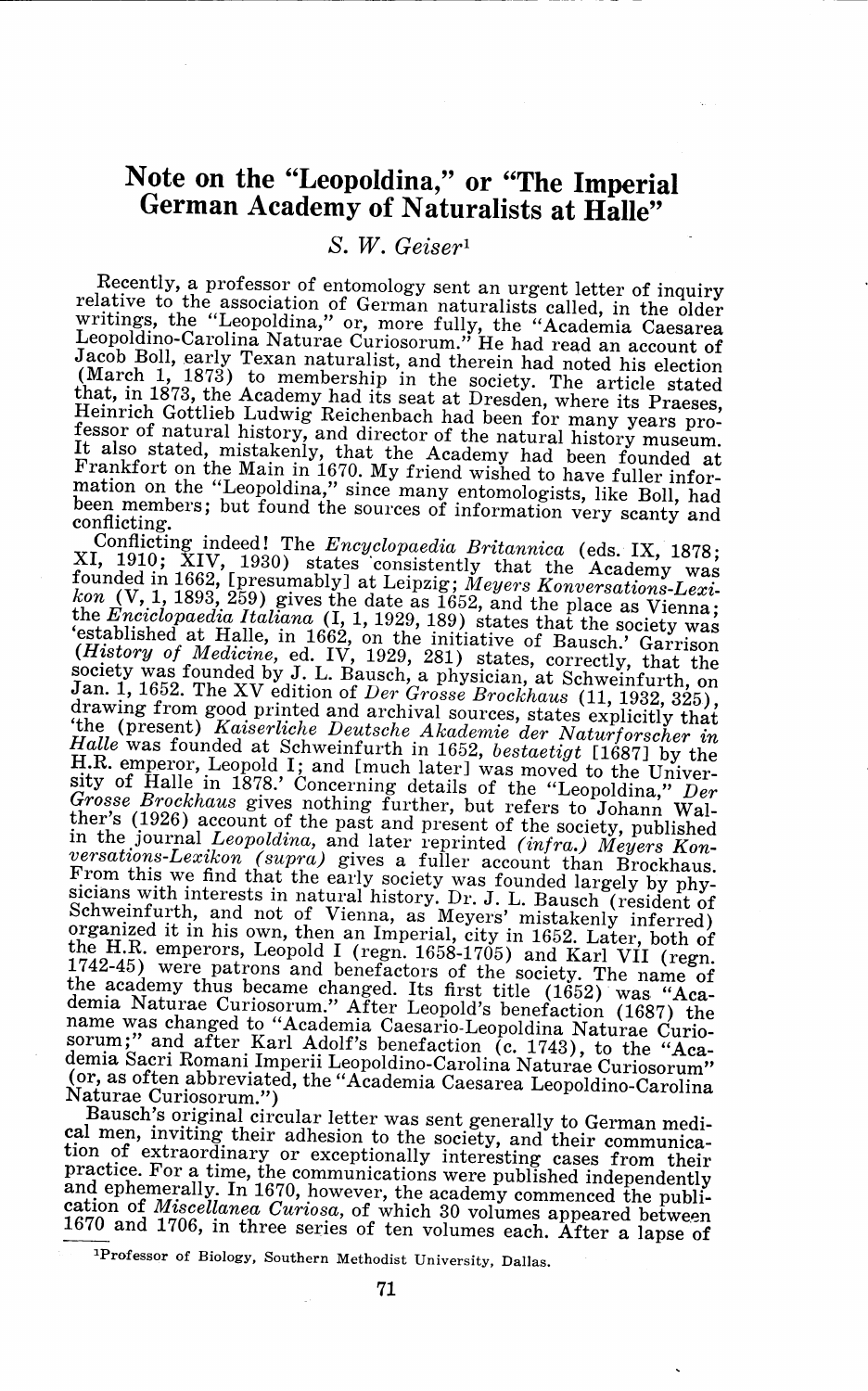# Note on the "Leopoldina," or "The Imperial German Academy of Naturalists at Halle"

*S. W. Geiser*[1]

Recently, a professor of entomology sent an urgent letter of inquiry relative to the association of German naturalists called, in the older writings, the "Leopoldina," or, more fully, the "Academia Caesarea Leopoldino-Carolina Naturae Curiosorum." He had read an account of Jacob Boll, early Texan naturalist, and therein had noted his election (March 1, 1873) to membership in the society. The article stated that, in 1873, the Academy had its seat at Dresden, where its Praeses, Heinrich Gottlieb Ludwig Reichenbach had been for many years professor of natural history, and director of the natural history museum. It also stated, mistakenly, that the Academy had been founded at Frankfort on the Main in 1670. My friend wished to have fuller information on the "Leopoldina," since many entomologists, like Boll, had been members; but found the sources of information very scanty and conflicting.

Conflicting indeed! The *Encyclopaedia Britannica* (eds. IX, 1878; XI, 1910; XIV, 1930) states consistently that the Academy was founded in 1662, [presumably] at Leipzig; *Meyers Konversations-Lexikon* (V, 1, 1893, 259) gives the date as 1652, and the place as Vienna; the *Enciclopaedia Italiana* (I, 1, 1929, 189) states that the society was 'established at Halle, in 1662, on the initiative of Bausch.' Garrison (*History of Medicine*, ed. IV, 1929, 281) states, correctly, that the society was founded by J. L. Bausch, a physician, at Schweinfurth, on Jan. 1, 1652. The XV edition of *Der Grosse Brockhaus* (11, 1932, 325), drawing from good printed and archival sources, states explicitly that 'the (present) *Kaiserliche Deutsche Akademie der Naturforscher in Halle* was founded at Schweinfurth in 1652, *bestaetigt* [1687] by the H.R. emperor, Leopold I; and [much later] was moved to the University of Halle in 1878.' Concerning details of the "Leopoldina," *Der Grosse Brockhaus* gives nothing further, but refers to Johann Walther's (1926) account of the past and present of the society, published in the journal *Leopoldina*, and later reprinted (*infra.*) *Meyers Konversations-Lexikon (supra)* gives a fuller account than Brockhaus. From this we find that the early society was founded largely by physicians with interests in natural history. Dr. J. L. Bausch (resident of Schweinfurth, and not of Vienna, as Meyers' mistakenly inferred) organized it in his own, then an Imperial, city in 1652. Later, both of the H.R. emperors, Leopold I (regn. 1658-1705) and Karl VII (regn. 1742-45) were patrons and benefactors of the society. The name of the academy thus became changed. Its first title (1652) was "Academia Naturae Curiosorum." After Leopold's benefaction (1687) the name was changed to "Academia Caesario-Leopoldina Naturae Curiosorum;" and after Karl Adolf's benefaction (c. 1743), to the "Academia Sacri Romani Imperii Leopoldino-Carolina Naturae Curiosorum" (or, as often abbreviated, the "Academia Caesarea Leopoldino-Carolina Naturae Curiosorum.")

Bausch's original circular letter was sent generally to German medical men, inviting their adhesion to the society, and their communication of extraordinary or exceptionally interesting cases from their practice. For a time, the communications were published independently and ephemerally. In 1670, however, the academy commenced the publication of *Miscellanea Curiosa*, of which 30 volumes appeared between 1670 and 1706, in three series of ten volumes each. After a lapse of

[1] Professor of Biology, Southern Methodist University, Dallas.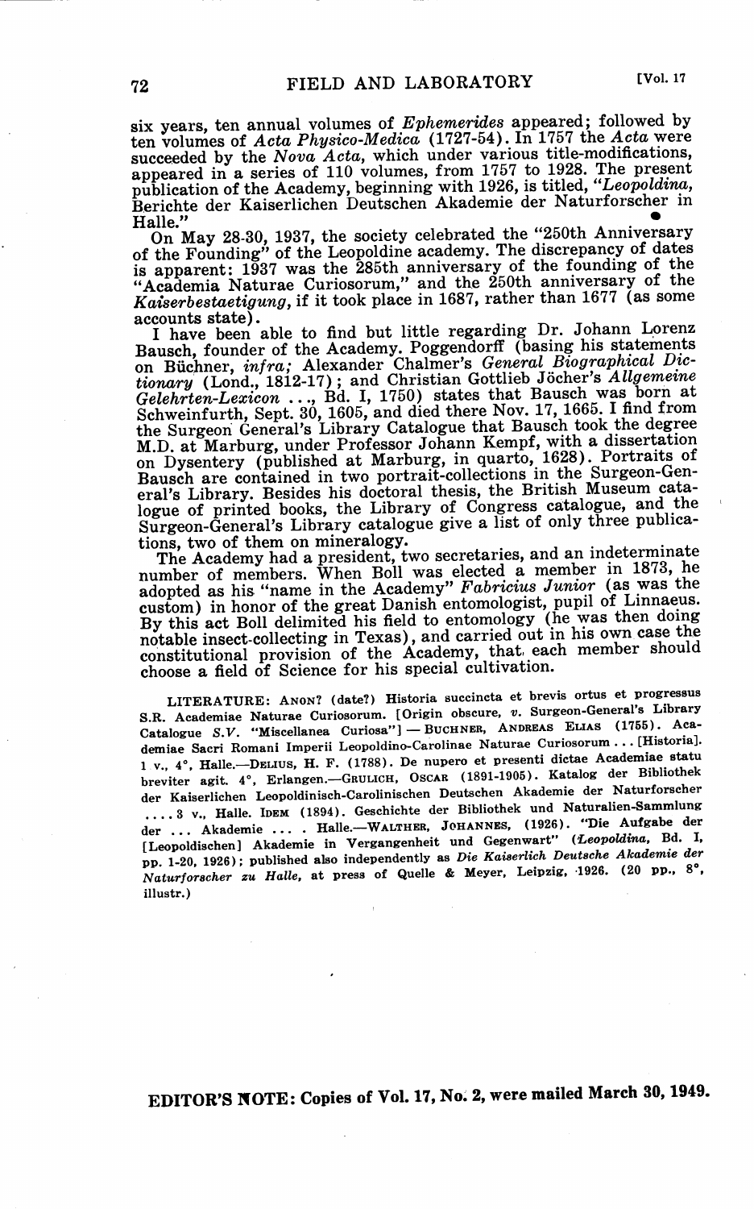six years, ten annual volumes of *Ephemerides* appeared; followed by ten volumes of *Acta Physico-Medica* (1727-54). In 1757 the *Acta* were succeeded by the *Nova Acta*, which under various title-modifications, appeared in a series of 110 volumes, from 1757 to 1928. The present publication of the Academy, beginning with 1926, is titled, "*Leopoldina*, Berichte der Kaiserlichen Deutschen Akademie der Naturforscher in Halle."

On May 28-30, 1937, the society celebrated the "250th Anniversary of the Founding" of the Leopoldine academy. The discrepancy of dates is apparent: 1937 was the 285th anniversary of the founding of the "Academia Naturae Curiosorum," and the 250th anniversary of the *Kaiserbestaetigung*, if it took place in 1687, rather than 1677 (as some accounts state).

I have been able to find but little regarding Dr. Johann Lorenz Bausch, founder of the Academy. Poggendorff (basing his statements on Büchner, *infra;* Alexander Chalmer's *General Biographical Dictionary* (Lond., 1812-17); and Christian Gottlieb Jöcher's *Allgemeine Gelehrten-Lexicon* ..., Bd. I, 1750) states that Bausch was born at Schweinfurth, Sept. 30, 1605, and died there Nov. 17, 1665. I find from the Surgeon General's Library Catalogue that Bausch took the degree M.D. at Marburg, under Professor Johann Kempf, with a dissertation on Dysentery (published at Marburg, in quarto, 1628). Portraits of Bausch are contained in two portrait-collections in the Surgeon-General's Library. Besides his doctoral thesis, the British Museum catalogue of printed books, the Library of Congress catalogue, and the Surgeon-General's Library catalogue give a list of only three publications, two of them on mineralogy.

The Academy had a president, two secretaries, and an indeterminate number of members. When Boll was elected a member in 1873, he adopted as his "name in the Academy" *Fabricius Junior* (as was the custom) in honor of the great Danish entomologist, pupil of Linnaeus. By this act Boll delimited his field to entomology (he was then doing notable insect-collecting in Texas), and carried out in his own case the constitutional provision of the Academy, that each member should choose a field of Science for his special cultivation.

LITERATURE: ANON? (date?) Historia succincta et brevis ortus et progressus S.R. Academiae Naturae Curiosorum. [Origin obscure, *v.* Surgeon-General's Library Catalogue *S.V.* "Miscellanea Curiosa"] — BUCHNER, ANDREAS ELIAS (1755). Academiae Sacri Romani Imperii Leopoldino-Carolinae Naturae Curiosorum ... [Historia]. 1 v., 4°, Halle.—DELIUS, H. F. (1788). De nupero et presenti dictae Academiae statu breviter agit. 4°, Erlangen.—GRULICH, OSCAR (1891-1905). Katalog der Bibliothek der Kaiserlichen Leopoldinisch-Carolinischen Deutschen Akademie der Naturforscher .... 3 v., Halle. IDEM (1894). Geschichte der Bibliothek und Naturalien-Sammlung der ... Akademie ... . Halle.—WALTHER, JOHANNES, (1926). "Die Aufgabe der [Leopoldischen] Akademie in Vergangenheit und Gegenwart" (*Leopoldina*, Bd. I, pp. 1-20, 1926); published also independently as *Die Kaiserlich Deutsche Akademie der Naturforscher zu Halle*, at press of Quelle & Meyer, Leipzig, 1926. (20 pp., 8°, illustr.)

**EDITOR'S NOTE: Copies of Vol. 17, No. 2, were mailed March 30, 1949.**